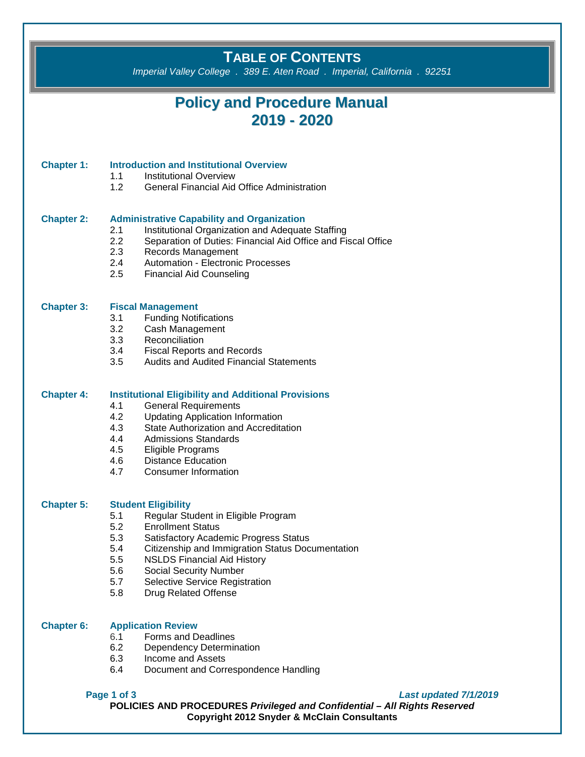# TABLE OF CONTENTS

*Imperial Valley College . 389 E. Aten Road . Imperial, California . 92251*

## Policy and Procedure Manual
## 2019 - 2020

**Chapter 1: Introduction and Institutional Overview**

- 1.1 Institutional Overview
- 1.2 General Financial Aid Office Administration

**Chapter 2: Administrative Capability and Organization**

- 2.1 Institutional Organization and Adequate Staffing
- 2.2 Separation of Duties: Financial Aid Office and Fiscal Office
- 2.3 Records Management
- 2.4 Automation - Electronic Processes
- 2.5 Financial Aid Counseling

**Chapter 3: Fiscal Management**

- 3.1 Funding Notifications
- 3.2 Cash Management
- 3.3 Reconciliation
- 3.4 Fiscal Reports and Records
- 3.5 Audits and Audited Financial Statements

**Chapter 4: Institutional Eligibility and Additional Provisions**

- 4.1 General Requirements
- 4.2 Updating Application Information
- 4.3 State Authorization and Accreditation
- 4.4 Admissions Standards
- 4.5 Eligible Programs
- 4.6 Distance Education
- 4.7 Consumer Information

**Chapter 5: Student Eligibility**

- 5.1 Regular Student in Eligible Program
- 5.2 Enrollment Status
- 5.3 Satisfactory Academic Progress Status
- 5.4 Citizenship and Immigration Status Documentation
- 5.5 NSLDS Financial Aid History
- 5.6 Social Security Number
- 5.7 Selective Service Registration
- 5.8 Drug Related Offense

**Chapter 6: Application Review**

- 6.1 Forms and Deadlines
- 6.2 Dependency Determination
- 6.3 Income and Assets
- 6.4 Document and Correspondence Handling

*Last updated 7/1/2019*

**POLICIES AND PROCEDURES** ***Privileged and Confidential – All Rights Reserved***
**Copyright 2012 Snyder & McClain Consultants**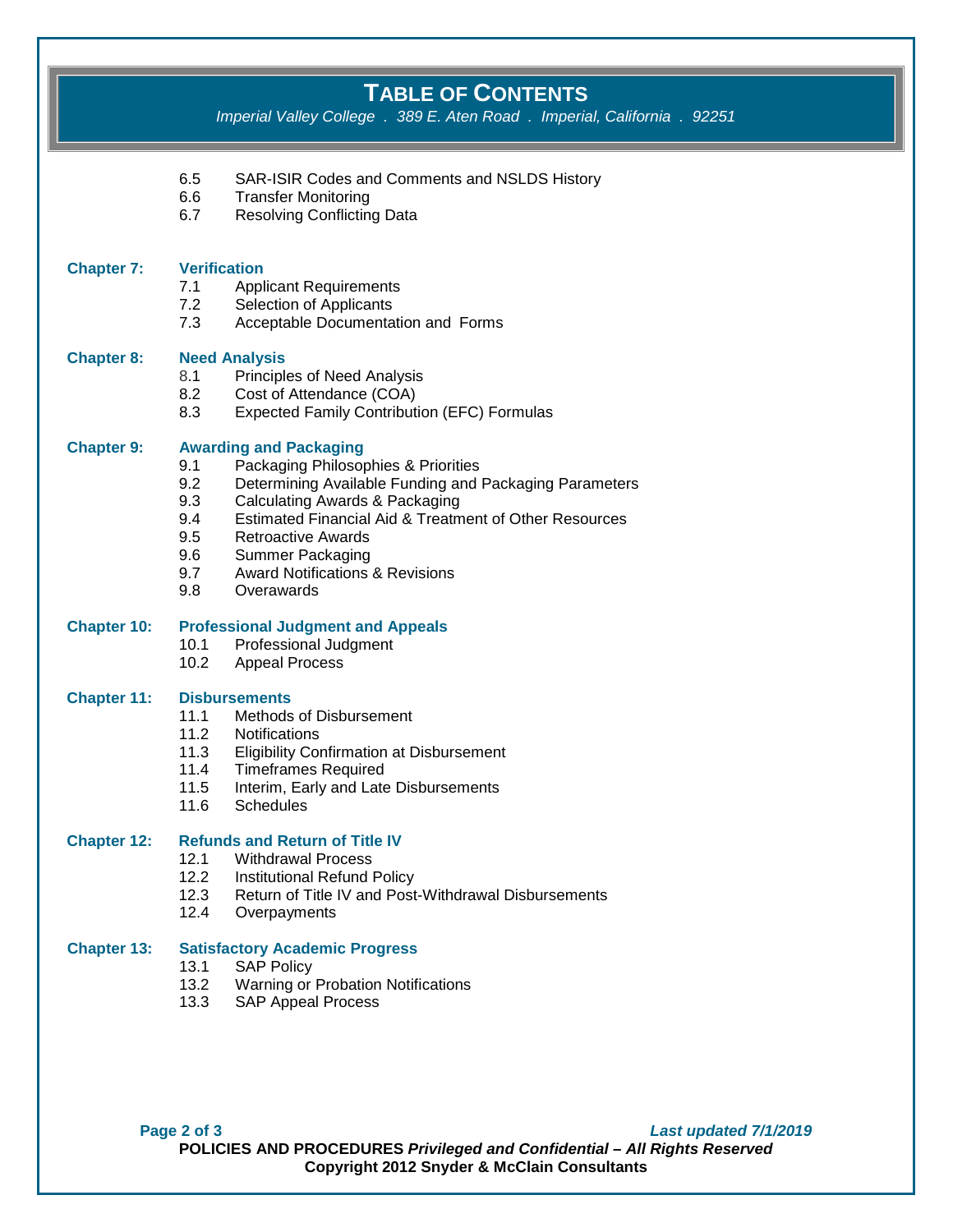# TABLE OF CONTENTS

*Imperial Valley College . 389 E. Aten Road . Imperial, California . 92251*

- 6.5 SAR-ISIR Codes and Comments and NSLDS History
- 6.6 Transfer Monitoring
- 6.7 Resolving Conflicting Data

**Chapter 7: Verification**

- 7.1 Applicant Requirements
- 7.2 Selection of Applicants
- 7.3 Acceptable Documentation and Forms

**Chapter 8: Need Analysis**

- 8.1 Principles of Need Analysis
- 8.2 Cost of Attendance (COA)
- 8.3 Expected Family Contribution (EFC) Formulas

**Chapter 9: Awarding and Packaging**

- 9.1 Packaging Philosophies & Priorities
- 9.2 Determining Available Funding and Packaging Parameters
- 9.3 Calculating Awards & Packaging
- 9.4 Estimated Financial Aid & Treatment of Other Resources
- 9.5 Retroactive Awards
- 9.6 Summer Packaging
- 9.7 Award Notifications & Revisions
- 9.8 Overawards

**Chapter 10: Professional Judgment and Appeals**

- 10.1 Professional Judgment
- 10.2 Appeal Process

**Chapter 11: Disbursements**

- 11.1 Methods of Disbursement
- 11.2 Notifications
- 11.3 Eligibility Confirmation at Disbursement
- 11.4 Timeframes Required
- 11.5 Interim, Early and Late Disbursements
- 11.6 Schedules

**Chapter 12: Refunds and Return of Title IV**

- 12.1 Withdrawal Process
- 12.2 Institutional Refund Policy
- 12.3 Return of Title IV and Post-Withdrawal Disbursements
- 12.4 Overpayments

**Chapter 13: Satisfactory Academic Progress**

- 13.1 SAP Policy
- 13.2 Warning or Probation Notifications
- 13.3 SAP Appeal Process

*Last updated 7/1/2019*

**POLICIES AND PROCEDURES** ***Privileged and Confidential – All Rights Reserved***
**Copyright 2012 Snyder & McClain Consultants**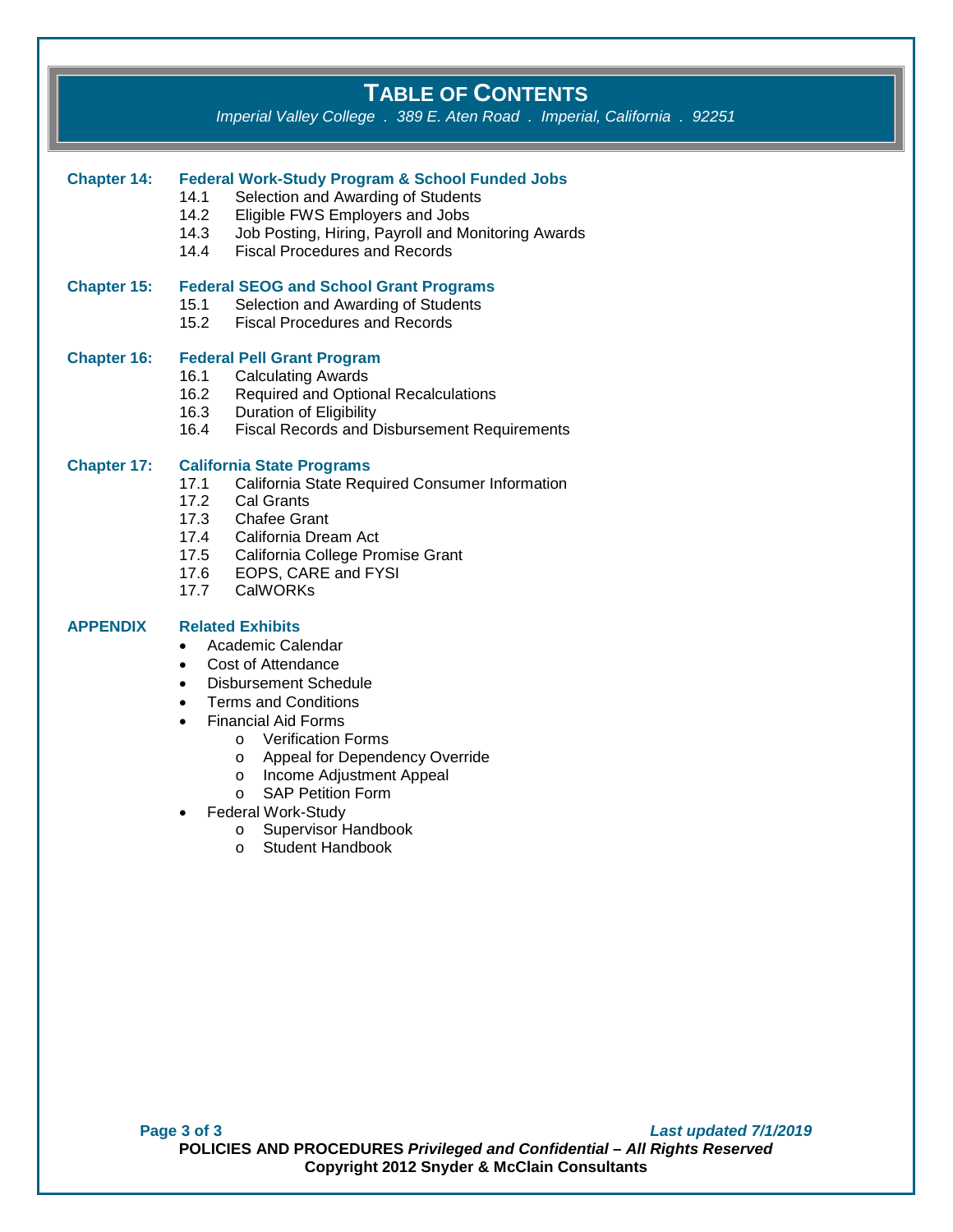# TABLE OF CONTENTS

*Imperial Valley College . 389 E. Aten Road . Imperial, California . 92251*

**Chapter 14: Federal Work-Study Program & School Funded Jobs**

- 14.1 Selection and Awarding of Students
- 14.2 Eligible FWS Employers and Jobs
- 14.3 Job Posting, Hiring, Payroll and Monitoring Awards
- 14.4 Fiscal Procedures and Records

**Chapter 15: Federal SEOG and School Grant Programs**

- 15.1 Selection and Awarding of Students
- 15.2 Fiscal Procedures and Records

**Chapter 16: Federal Pell Grant Program**

- 16.1 Calculating Awards
- 16.2 Required and Optional Recalculations
- 16.3 Duration of Eligibility
- 16.4 Fiscal Records and Disbursement Requirements

**Chapter 17: California State Programs**

- 17.1 California State Required Consumer Information
- 17.2 Cal Grants
- 17.3 Chafee Grant
- 17.4 California Dream Act
- 17.5 California College Promise Grant
- 17.6 EOPS, CARE and FYSI
- 17.7 CalWORKs

**APPENDIX Related Exhibits**

- Academic Calendar
- Cost of Attendance
- Disbursement Schedule
- Terms and Conditions
- Financial Aid Forms
  - Verification Forms
  - Appeal for Dependency Override
  - Income Adjustment Appeal
  - SAP Petition Form
- Federal Work-Study
  - Supervisor Handbook
  - Student Handbook

*Last updated 7/1/2019*

**POLICIES AND PROCEDURES** ***Privileged and Confidential – All Rights Reserved***
**Copyright 2012 Snyder & McClain Consultants**